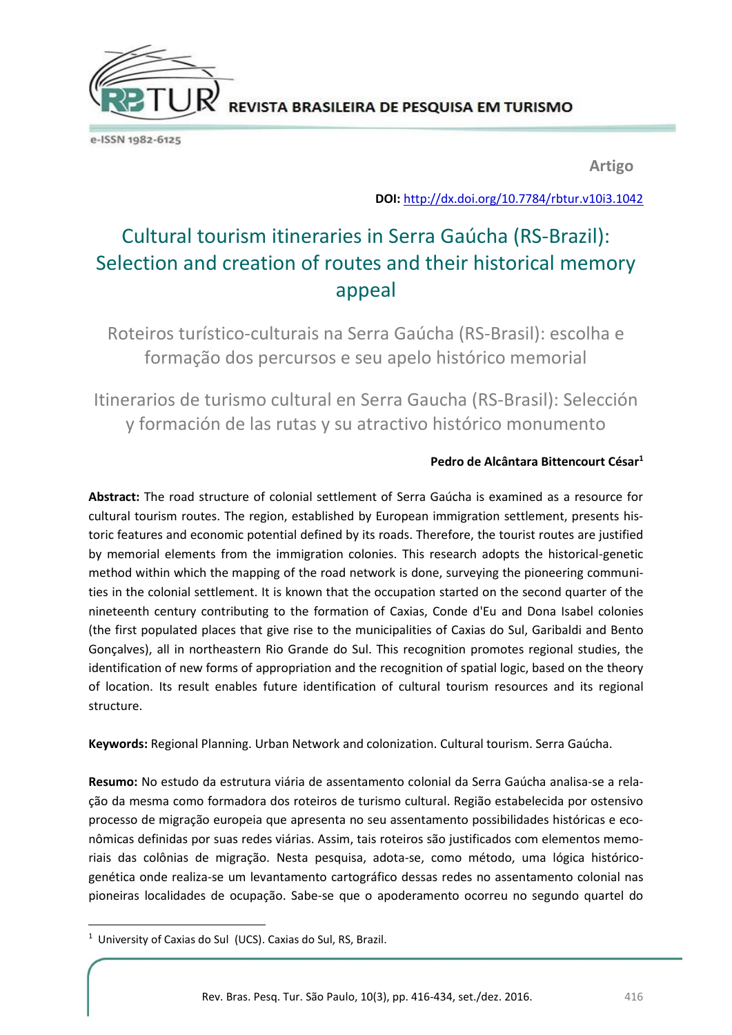REVISTA BRASILEIRA DE PESQUISA EM TURISMO

e-ISSN 1982-6125

Artigo

**DOI:** http://dx.doi.org/10.7784/rbtur.v10i3.1042

# Cultural tourism itineraries in Serra Gaúcha (RS-Brazil): Selection and creation of routes and their historical memory appeal

## Roteiros turístico-culturais na Serra Gaúcha (RS-Brasil): escolha e formação dos percursos e seu apelo histórico memorial

## Itinerarios de turismo cultural en Serra Gaucha (RS-Brasil): Selección y formación de las rutas y su atractivo histórico monumento

**Pedro de Alcântara Bittencourt César**[1]

**Abstract:** The road structure of colonial settlement of Serra Gaúcha is examined as a resource for cultural tourism routes. The region, established by European immigration settlement, presents historic features and economic potential defined by its roads. Therefore, the tourist routes are justified by memorial elements from the immigration colonies. This research adopts the historical-genetic method within which the mapping of the road network is done, surveying the pioneering communities in the colonial settlement. It is known that the occupation started on the second quarter of the nineteenth century contributing to the formation of Caxias, Conde d'Eu and Dona Isabel colonies (the first populated places that give rise to the municipalities of Caxias do Sul, Garibaldi and Bento Gonçalves), all in northeastern Rio Grande do Sul. This recognition promotes regional studies, the identification of new forms of appropriation and the recognition of spatial logic, based on the theory of location. Its result enables future identification of cultural tourism resources and its regional structure.

**Keywords:** Regional Planning. Urban Network and colonization. Cultural tourism. Serra Gaúcha.

**Resumo:** No estudo da estrutura viária de assentamento colonial da Serra Gaúcha analisa-se a relação da mesma como formadora dos roteiros de turismo cultural. Região estabelecida por ostensivo processo de migração europeia que apresenta no seu assentamento possibilidades históricas e econômicas definidas por suas redes viárias. Assim, tais roteiros são justificados com elementos memoriais das colônias de migração. Nesta pesquisa, adota-se, como método, uma lógica histórico-genética onde realiza-se um levantamento cartográfico dessas redes no assentamento colonial nas pioneiras localidades de ocupação. Sabe-se que o apoderamento ocorreu no segundo quartel do

---

[1] University of Caxias do Sul (UCS). Caxias do Sul, RS, Brazil.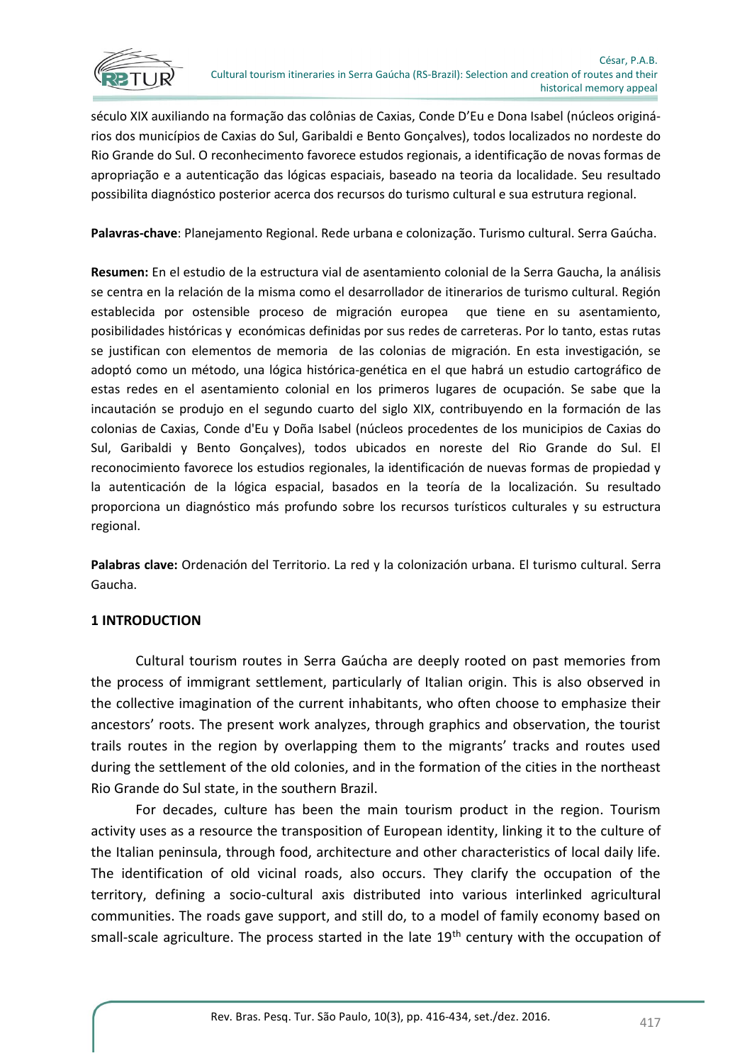século XIX auxiliando na formação das colônias de Caxias, Conde D'Eu e Dona Isabel (núcleos originários dos municípios de Caxias do Sul, Garibaldi e Bento Gonçalves), todos localizados no nordeste do Rio Grande do Sul. O reconhecimento favorece estudos regionais, a identificação de novas formas de apropriação e a autenticação das lógicas espaciais, baseado na teoria da localidade. Seu resultado possibilita diagnóstico posterior acerca dos recursos do turismo cultural e sua estrutura regional.

**Palavras-chave**: Planejamento Regional. Rede urbana e colonização. Turismo cultural. Serra Gaúcha.

**Resumen:** En el estudio de la estructura vial de asentamiento colonial de la Serra Gaucha, la análisis se centra en la relación de la misma como el desarrollador de itinerarios de turismo cultural. Región establecida por ostensible proceso de migración europea que tiene en su asentamiento, posibilidades históricas y económicas definidas por sus redes de carreteras. Por lo tanto, estas rutas se justifican con elementos de memoria de las colonias de migración. En esta investigación, se adoptó como un método, una lógica histórica-genética en el que habrá un estudio cartográfico de estas redes en el asentamiento colonial en los primeros lugares de ocupación. Se sabe que la incautación se produjo en el segundo cuarto del siglo XIX, contribuyendo en la formación de las colonias de Caxias, Conde d'Eu y Doña Isabel (núcleos procedentes de los municipios de Caxias do Sul, Garibaldi y Bento Gonçalves), todos ubicados en noreste del Rio Grande do Sul. El reconocimiento favorece los estudios regionales, la identificación de nuevas formas de propiedad y la autenticación de la lógica espacial, basados en la teoría de la localización. Su resultado proporciona un diagnóstico más profundo sobre los recursos turísticos culturales y su estructura regional.

**Palabras clave:** Ordenación del Territorio. La red y la colonización urbana. El turismo cultural. Serra Gaucha.

## 1 INTRODUCTION

Cultural tourism routes in Serra Gaúcha are deeply rooted on past memories from the process of immigrant settlement, particularly of Italian origin. This is also observed in the collective imagination of the current inhabitants, who often choose to emphasize their ancestors' roots. The present work analyzes, through graphics and observation, the tourist trails routes in the region by overlapping them to the migrants' tracks and routes used during the settlement of the old colonies, and in the formation of the cities in the northeast Rio Grande do Sul state, in the southern Brazil.

For decades, culture has been the main tourism product in the region. Tourism activity uses as a resource the transposition of European identity, linking it to the culture of the Italian peninsula, through food, architecture and other characteristics of local daily life. The identification of old vicinal roads, also occurs. They clarify the occupation of the territory, defining a socio-cultural axis distributed into various interlinked agricultural communities. The roads gave support, and still do, to a model of family economy based on small-scale agriculture. The process started in the late 19th century with the occupation of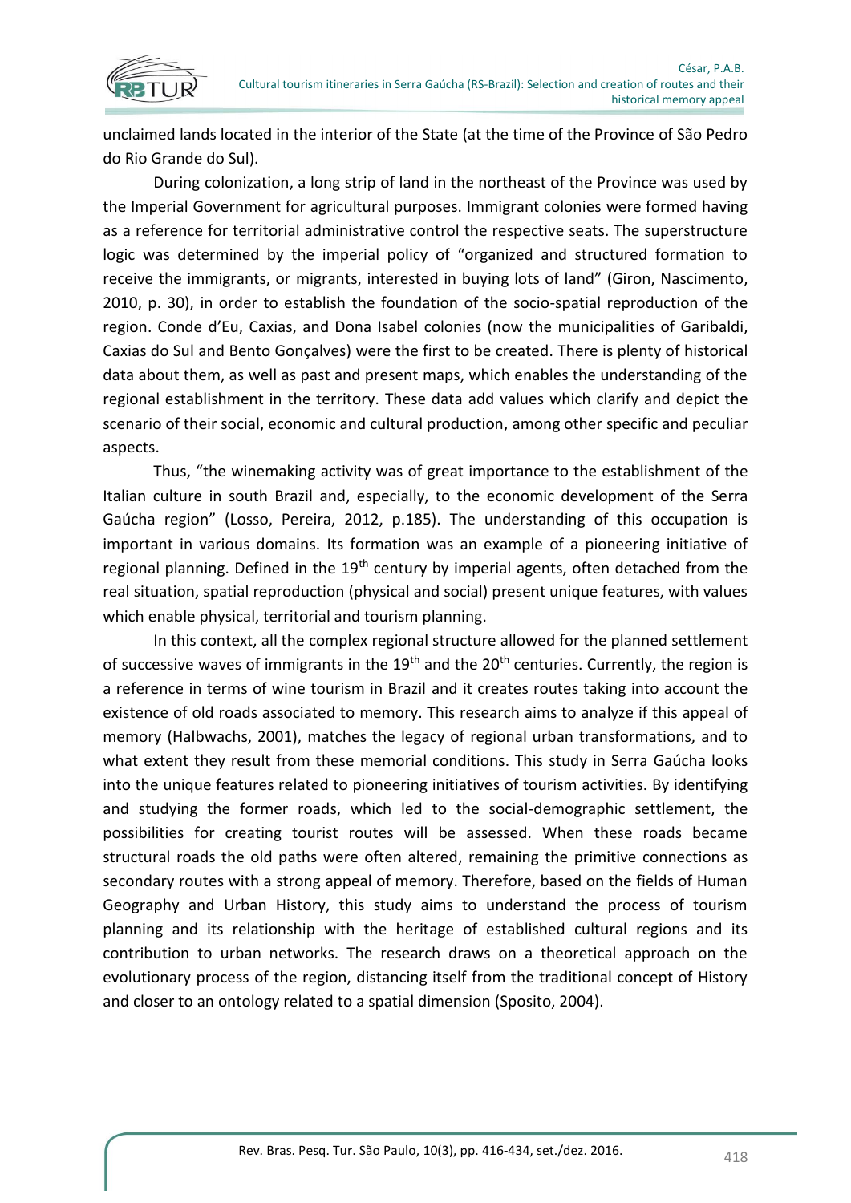unclaimed lands located in the interior of the State (at the time of the Province of São Pedro do Rio Grande do Sul).

During colonization, a long strip of land in the northeast of the Province was used by the Imperial Government for agricultural purposes. Immigrant colonies were formed having as a reference for territorial administrative control the respective seats. The superstructure logic was determined by the imperial policy of "organized and structured formation to receive the immigrants, or migrants, interested in buying lots of land" (Giron, Nascimento, 2010, p. 30), in order to establish the foundation of the socio-spatial reproduction of the region. Conde d'Eu, Caxias, and Dona Isabel colonies (now the municipalities of Garibaldi, Caxias do Sul and Bento Gonçalves) were the first to be created. There is plenty of historical data about them, as well as past and present maps, which enables the understanding of the regional establishment in the territory. These data add values which clarify and depict the scenario of their social, economic and cultural production, among other specific and peculiar aspects.

Thus, "the winemaking activity was of great importance to the establishment of the Italian culture in south Brazil and, especially, to the economic development of the Serra Gaúcha region" (Losso, Pereira, 2012, p.185). The understanding of this occupation is important in various domains. Its formation was an example of a pioneering initiative of regional planning. Defined in the 19th century by imperial agents, often detached from the real situation, spatial reproduction (physical and social) present unique features, with values which enable physical, territorial and tourism planning.

In this context, all the complex regional structure allowed for the planned settlement of successive waves of immigrants in the 19th and the 20th centuries. Currently, the region is a reference in terms of wine tourism in Brazil and it creates routes taking into account the existence of old roads associated to memory. This research aims to analyze if this appeal of memory (Halbwachs, 2001), matches the legacy of regional urban transformations, and to what extent they result from these memorial conditions. This study in Serra Gaúcha looks into the unique features related to pioneering initiatives of tourism activities. By identifying and studying the former roads, which led to the social-demographic settlement, the possibilities for creating tourist routes will be assessed. When these roads became structural roads the old paths were often altered, remaining the primitive connections as secondary routes with a strong appeal of memory. Therefore, based on the fields of Human Geography and Urban History, this study aims to understand the process of tourism planning and its relationship with the heritage of established cultural regions and its contribution to urban networks. The research draws on a theoretical approach on the evolutionary process of the region, distancing itself from the traditional concept of History and closer to an ontology related to a spatial dimension (Sposito, 2004).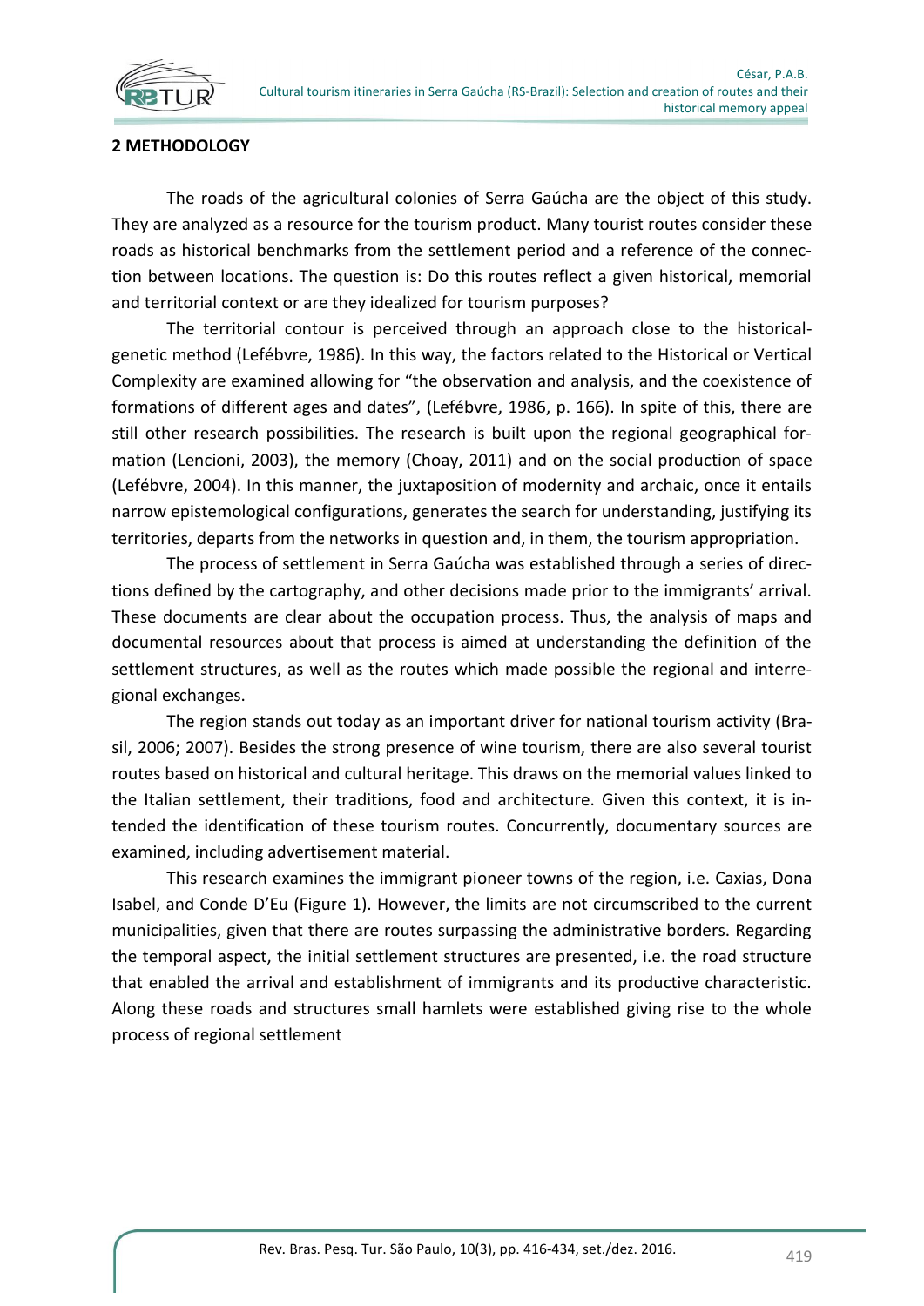## 2 METHODOLOGY

The roads of the agricultural colonies of Serra Gaúcha are the object of this study. They are analyzed as a resource for the tourism product. Many tourist routes consider these roads as historical benchmarks from the settlement period and a reference of the connection between locations. The question is: Do this routes reflect a given historical, memorial and territorial context or are they idealized for tourism purposes?

The territorial contour is perceived through an approach close to the historical-genetic method (Lefébvre, 1986). In this way, the factors related to the Historical or Vertical Complexity are examined allowing for "the observation and analysis, and the coexistence of formations of different ages and dates", (Lefébvre, 1986, p. 166). In spite of this, there are still other research possibilities. The research is built upon the regional geographical formation (Lencioni, 2003), the memory (Choay, 2011) and on the social production of space (Lefébvre, 2004). In this manner, the juxtaposition of modernity and archaic, once it entails narrow epistemological configurations, generates the search for understanding, justifying its territories, departs from the networks in question and, in them, the tourism appropriation.

The process of settlement in Serra Gaúcha was established through a series of directions defined by the cartography, and other decisions made prior to the immigrants' arrival. These documents are clear about the occupation process. Thus, the analysis of maps and documental resources about that process is aimed at understanding the definition of the settlement structures, as well as the routes which made possible the regional and interregional exchanges.

The region stands out today as an important driver for national tourism activity (Brasil, 2006; 2007). Besides the strong presence of wine tourism, there are also several tourist routes based on historical and cultural heritage. This draws on the memorial values linked to the Italian settlement, their traditions, food and architecture. Given this context, it is intended the identification of these tourism routes. Concurrently, documentary sources are examined, including advertisement material.

This research examines the immigrant pioneer towns of the region, i.e. Caxias, Dona Isabel, and Conde D'Eu (Figure 1). However, the limits are not circumscribed to the current municipalities, given that there are routes surpassing the administrative borders. Regarding the temporal aspect, the initial settlement structures are presented, i.e. the road structure that enabled the arrival and establishment of immigrants and its productive characteristic. Along these roads and structures small hamlets were established giving rise to the whole process of regional settlement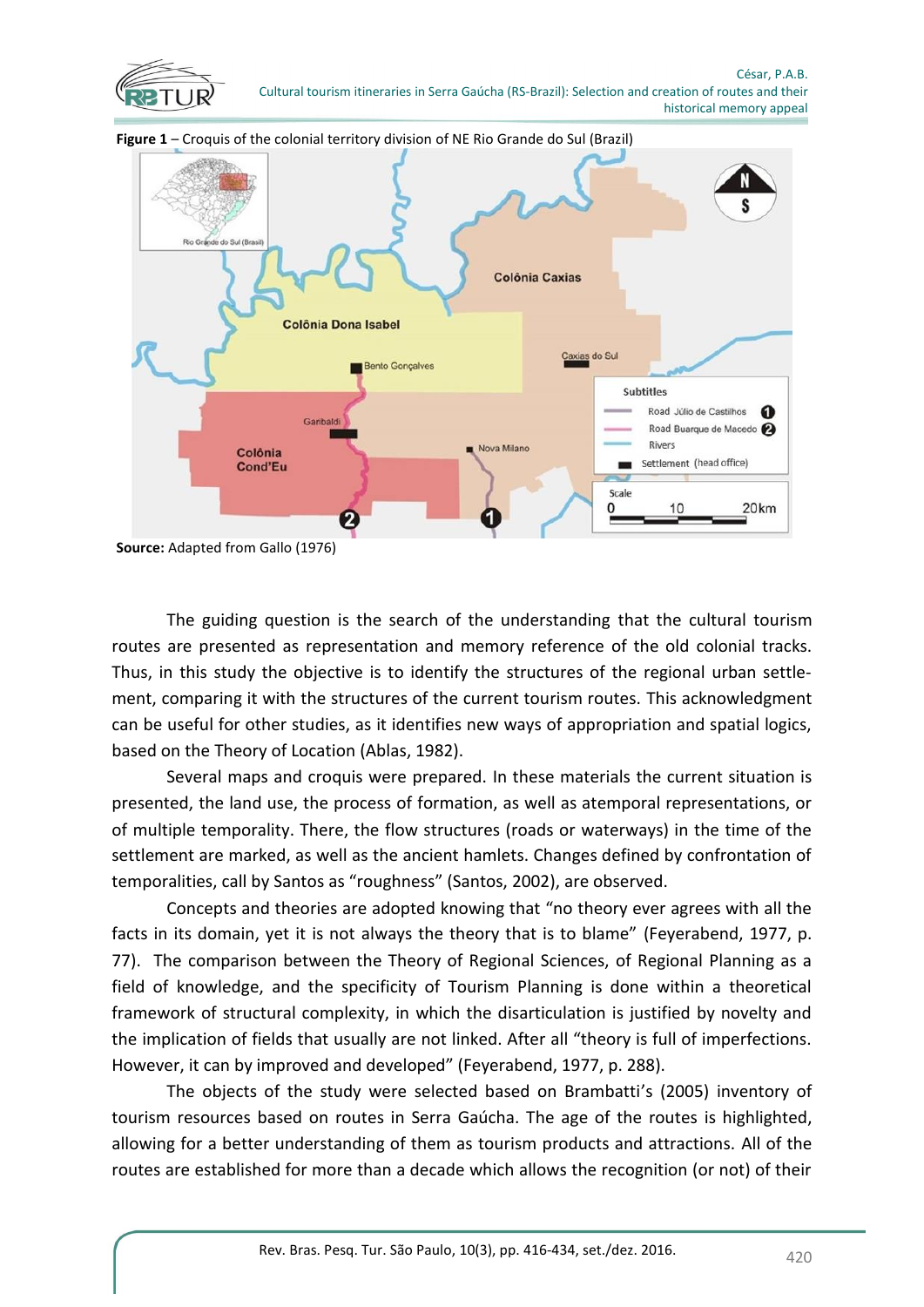**Figure 1** – Croquis of the colonial territory division of NE Rio Grande do Sul (Brazil)

**Source:** Adapted from Gallo (1976)

The guiding question is the search of the understanding that the cultural tourism routes are presented as representation and memory reference of the old colonial tracks. Thus, in this study the objective is to identify the structures of the regional urban settlement, comparing it with the structures of the current tourism routes. This acknowledgment can be useful for other studies, as it identifies new ways of appropriation and spatial logics, based on the Theory of Location (Ablas, 1982).

Several maps and croquis were prepared. In these materials the current situation is presented, the land use, the process of formation, as well as atemporal representations, or of multiple temporality. There, the flow structures (roads or waterways) in the time of the settlement are marked, as well as the ancient hamlets. Changes defined by confrontation of temporalities, call by Santos as "roughness" (Santos, 2002), are observed.

Concepts and theories are adopted knowing that "no theory ever agrees with all the facts in its domain, yet it is not always the theory that is to blame" (Feyerabend, 1977, p. 77). The comparison between the Theory of Regional Sciences, of Regional Planning as a field of knowledge, and the specificity of Tourism Planning is done within a theoretical framework of structural complexity, in which the disarticulation is justified by novelty and the implication of fields that usually are not linked. After all "theory is full of imperfections. However, it can by improved and developed" (Feyerabend, 1977, p. 288).

The objects of the study were selected based on Brambatti's (2005) inventory of tourism resources based on routes in Serra Gaúcha. The age of the routes is highlighted, allowing for a better understanding of them as tourism products and attractions. All of the routes are established for more than a decade which allows the recognition (or not) of their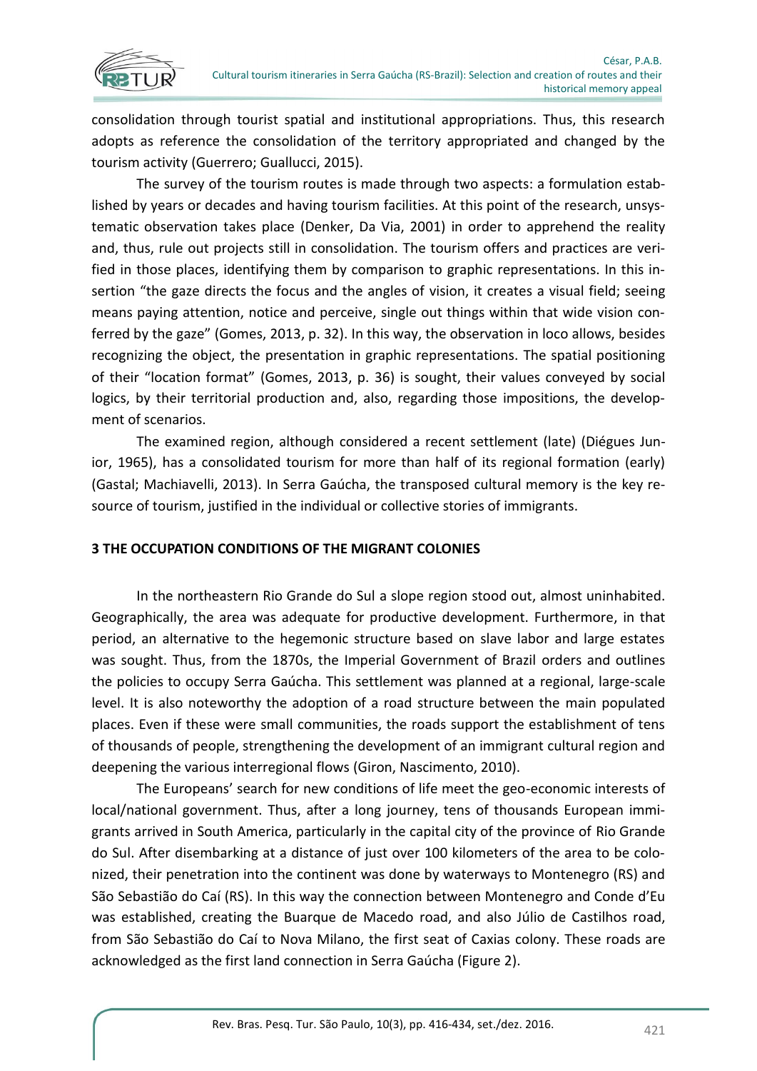consolidation through tourist spatial and institutional appropriations. Thus, this research adopts as reference the consolidation of the territory appropriated and changed by the tourism activity (Guerrero; Guallucci, 2015).

The survey of the tourism routes is made through two aspects: a formulation established by years or decades and having tourism facilities. At this point of the research, unsystematic observation takes place (Denker, Da Via, 2001) in order to apprehend the reality and, thus, rule out projects still in consolidation. The tourism offers and practices are verified in those places, identifying them by comparison to graphic representations. In this insertion "the gaze directs the focus and the angles of vision, it creates a visual field; seeing means paying attention, notice and perceive, single out things within that wide vision conferred by the gaze" (Gomes, 2013, p. 32). In this way, the observation in loco allows, besides recognizing the object, the presentation in graphic representations. The spatial positioning of their "location format" (Gomes, 2013, p. 36) is sought, their values conveyed by social logics, by their territorial production and, also, regarding those impositions, the development of scenarios.

The examined region, although considered a recent settlement (late) (Diégues Junior, 1965), has a consolidated tourism for more than half of its regional formation (early) (Gastal; Machiavelli, 2013). In Serra Gaúcha, the transposed cultural memory is the key resource of tourism, justified in the individual or collective stories of immigrants.

## 3 THE OCCUPATION CONDITIONS OF THE MIGRANT COLONIES

In the northeastern Rio Grande do Sul a slope region stood out, almost uninhabited. Geographically, the area was adequate for productive development. Furthermore, in that period, an alternative to the hegemonic structure based on slave labor and large estates was sought. Thus, from the 1870s, the Imperial Government of Brazil orders and outlines the policies to occupy Serra Gaúcha. This settlement was planned at a regional, large-scale level. It is also noteworthy the adoption of a road structure between the main populated places. Even if these were small communities, the roads support the establishment of tens of thousands of people, strengthening the development of an immigrant cultural region and deepening the various interregional flows (Giron, Nascimento, 2010).

The Europeans' search for new conditions of life meet the geo-economic interests of local/national government. Thus, after a long journey, tens of thousands European immigrants arrived in South America, particularly in the capital city of the province of Rio Grande do Sul. After disembarking at a distance of just over 100 kilometers of the area to be colonized, their penetration into the continent was done by waterways to Montenegro (RS) and São Sebastião do Caí (RS). In this way the connection between Montenegro and Conde d'Eu was established, creating the Buarque de Macedo road, and also Júlio de Castilhos road, from São Sebastião do Caí to Nova Milano, the first seat of Caxias colony. These roads are acknowledged as the first land connection in Serra Gaúcha (Figure 2).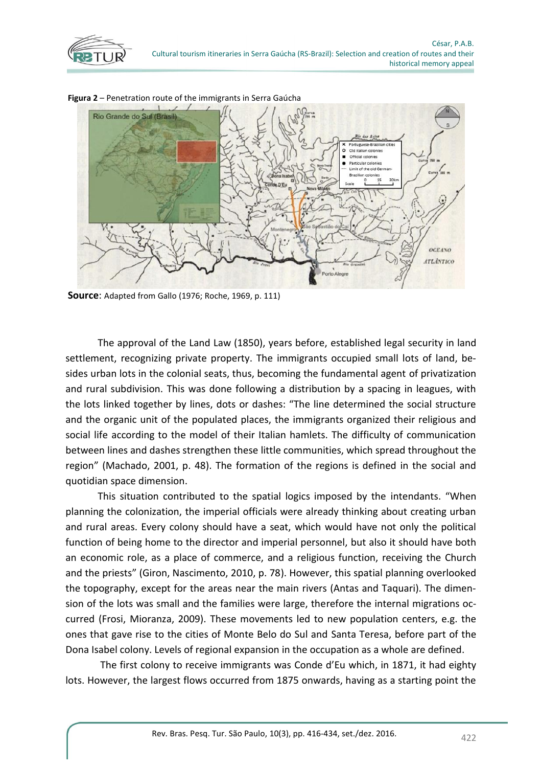**Figura 2** – Penetration route of the immigrants in Serra Gaúcha

**Source**: Adapted from Gallo (1976; Roche, 1969, p. 111)

The approval of the Land Law (1850), years before, established legal security in land settlement, recognizing private property. The immigrants occupied small lots of land, besides urban lots in the colonial seats, thus, becoming the fundamental agent of privatization and rural subdivision. This was done following a distribution by a spacing in leagues, with the lots linked together by lines, dots or dashes: "The line determined the social structure and the organic unit of the populated places, the immigrants organized their religious and social life according to the model of their Italian hamlets. The difficulty of communication between lines and dashes strengthen these little communities, which spread throughout the region" (Machado, 2001, p. 48). The formation of the regions is defined in the social and quotidian space dimension.

This situation contributed to the spatial logics imposed by the intendants. "When planning the colonization, the imperial officials were already thinking about creating urban and rural areas. Every colony should have a seat, which would have not only the political function of being home to the director and imperial personnel, but also it should have both an economic role, as a place of commerce, and a religious function, receiving the Church and the priests" (Giron, Nascimento, 2010, p. 78). However, this spatial planning overlooked the topography, except for the areas near the main rivers (Antas and Taquari). The dimension of the lots was small and the families were large, therefore the internal migrations occurred (Frosi, Mioranza, 2009). These movements led to new population centers, e.g. the ones that gave rise to the cities of Monte Belo do Sul and Santa Teresa, before part of the Dona Isabel colony. Levels of regional expansion in the occupation as a whole are defined.

The first colony to receive immigrants was Conde d'Eu which, in 1871, it had eighty lots. However, the largest flows occurred from 1875 onwards, having as a starting point the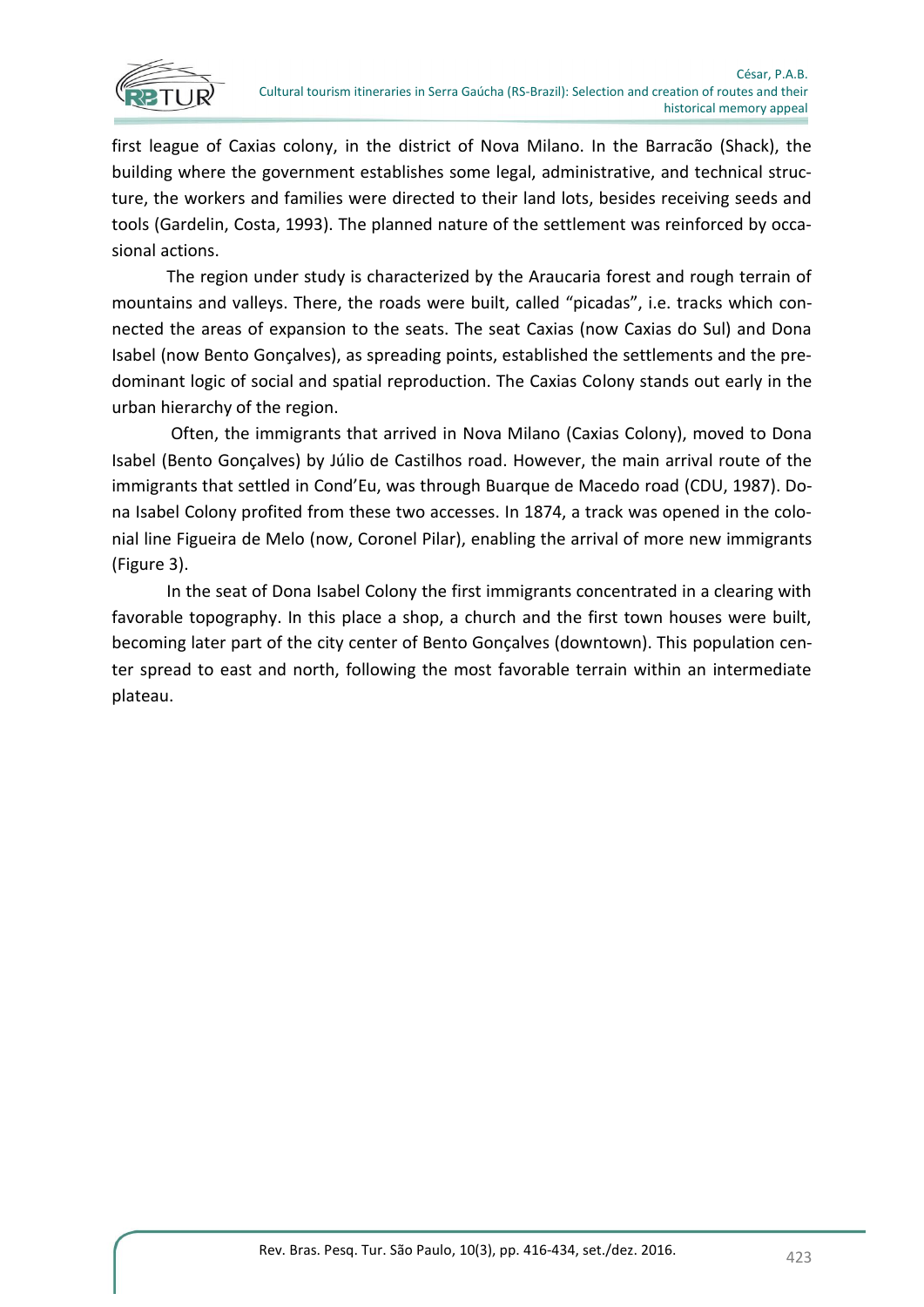first league of Caxias colony, in the district of Nova Milano. In the Barracão (Shack), the building where the government establishes some legal, administrative, and technical structure, the workers and families were directed to their land lots, besides receiving seeds and tools (Gardelin, Costa, 1993). The planned nature of the settlement was reinforced by occasional actions.

The region under study is characterized by the Araucaria forest and rough terrain of mountains and valleys. There, the roads were built, called "picadas", i.e. tracks which connected the areas of expansion to the seats. The seat Caxias (now Caxias do Sul) and Dona Isabel (now Bento Gonçalves), as spreading points, established the settlements and the predominant logic of social and spatial reproduction. The Caxias Colony stands out early in the urban hierarchy of the region.

Often, the immigrants that arrived in Nova Milano (Caxias Colony), moved to Dona Isabel (Bento Gonçalves) by Júlio de Castilhos road. However, the main arrival route of the immigrants that settled in Cond'Eu, was through Buarque de Macedo road (CDU, 1987). Dona Isabel Colony profited from these two accesses. In 1874, a track was opened in the colonial line Figueira de Melo (now, Coronel Pilar), enabling the arrival of more new immigrants (Figure 3).

In the seat of Dona Isabel Colony the first immigrants concentrated in a clearing with favorable topography. In this place a shop, a church and the first town houses were built, becoming later part of the city center of Bento Gonçalves (downtown). This population center spread to east and north, following the most favorable terrain within an intermediate plateau.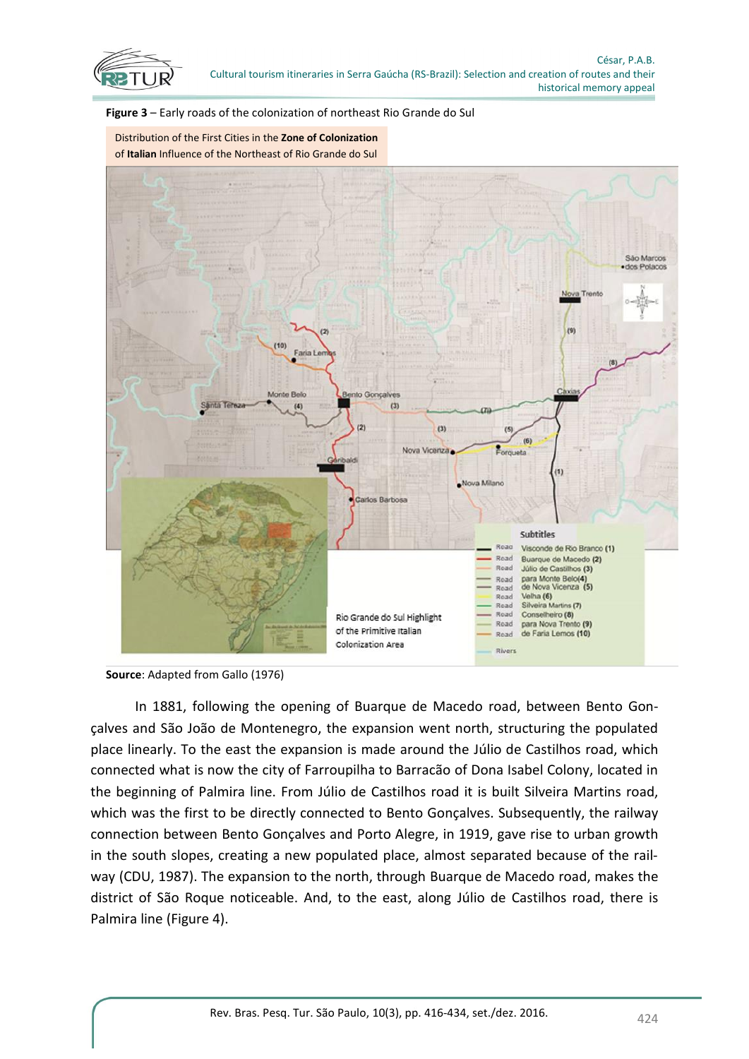**Figure 3** – Early roads of the colonization of northeast Rio Grande do Sul

**Source**: Adapted from Gallo (1976)

In 1881, following the opening of Buarque de Macedo road, between Bento Gonçalves and São João de Montenegro, the expansion went north, structuring the populated place linearly. To the east the expansion is made around the Júlio de Castilhos road, which connected what is now the city of Farroupilha to Barracão of Dona Isabel Colony, located in the beginning of Palmira line. From Júlio de Castilhos road it is built Silveira Martins road, which was the first to be directly connected to Bento Gonçalves. Subsequently, the railway connection between Bento Gonçalves and Porto Alegre, in 1919, gave rise to urban growth in the south slopes, creating a new populated place, almost separated because of the railway (CDU, 1987). The expansion to the north, through Buarque de Macedo road, makes the district of São Roque noticeable. And, to the east, along Júlio de Castilhos road, there is Palmira line (Figure 4).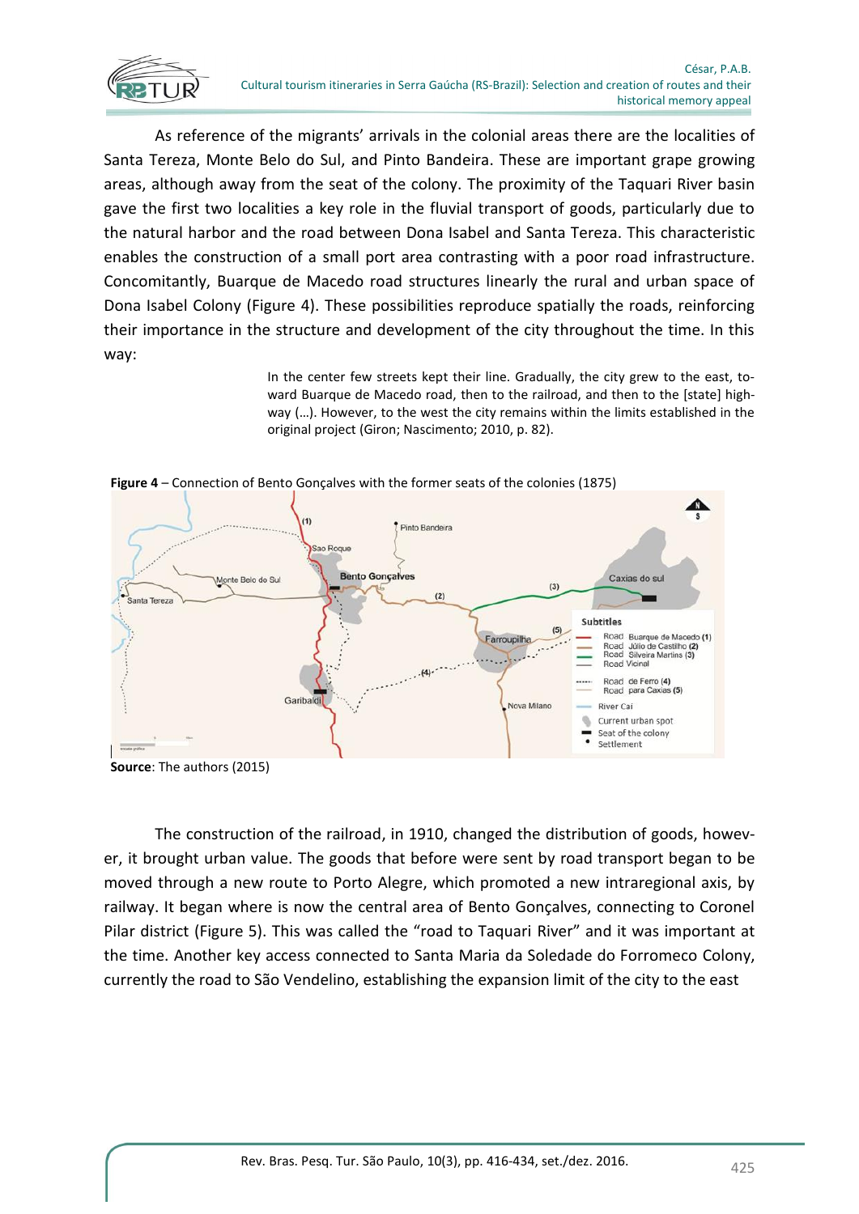As reference of the migrants' arrivals in the colonial areas there are the localities of Santa Tereza, Monte Belo do Sul, and Pinto Bandeira. These are important grape growing areas, although away from the seat of the colony. The proximity of the Taquari River basin gave the first two localities a key role in the fluvial transport of goods, particularly due to the natural harbor and the road between Dona Isabel and Santa Tereza. This characteristic enables the construction of a small port area contrasting with a poor road infrastructure. Concomitantly, Buarque de Macedo road structures linearly the rural and urban space of Dona Isabel Colony (Figure 4). These possibilities reproduce spatially the roads, reinforcing their importance in the structure and development of the city throughout the time. In this way:

> In the center few streets kept their line. Gradually, the city grew to the east, toward Buarque de Macedo road, then to the railroad, and then to the [state] highway (...). However, to the west the city remains within the limits established in the original project (Giron; Nascimento; 2010, p. 82).

**Figure 4** – Connection of Bento Gonçalves with the former seats of the colonies (1875)

**Source**: The authors (2015)

The construction of the railroad, in 1910, changed the distribution of goods, however, it brought urban value. The goods that before were sent by road transport began to be moved through a new route to Porto Alegre, which promoted a new intraregional axis, by railway. It began where is now the central area of Bento Gonçalves, connecting to Coronel Pilar district (Figure 5). This was called the "road to Taquari River" and it was important at the time. Another key access connected to Santa Maria da Soledade do Forromeco Colony, currently the road to São Vendelino, establishing the expansion limit of the city to the east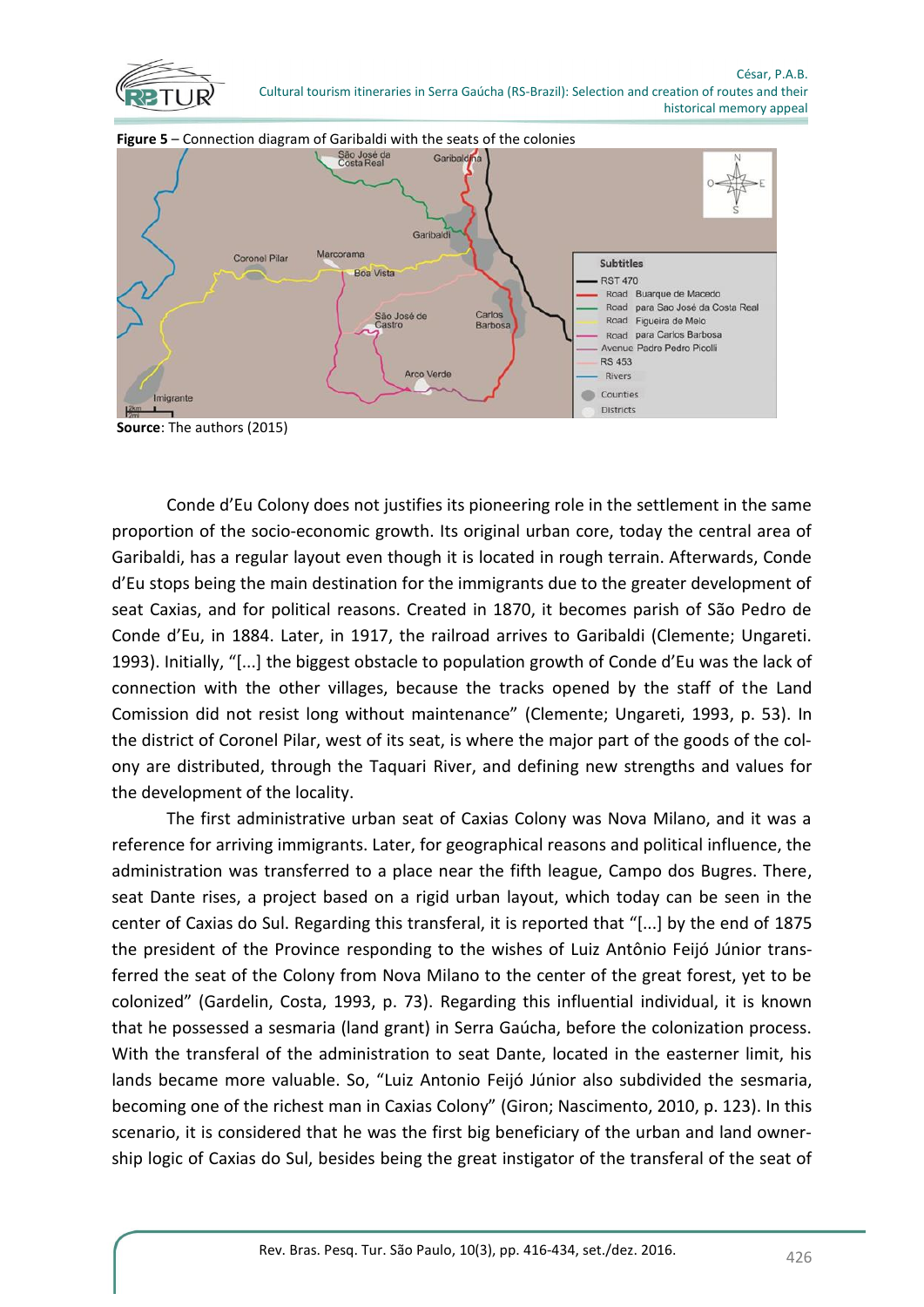**Figure 5** – Connection diagram of Garibaldi with the seats of the colonies

**Source**: The authors (2015)

Conde d'Eu Colony does not justifies its pioneering role in the settlement in the same proportion of the socio-economic growth. Its original urban core, today the central area of Garibaldi, has a regular layout even though it is located in rough terrain. Afterwards, Conde d'Eu stops being the main destination for the immigrants due to the greater development of seat Caxias, and for political reasons. Created in 1870, it becomes parish of São Pedro de Conde d'Eu, in 1884. Later, in 1917, the railroad arrives to Garibaldi (Clemente; Ungareti. 1993). Initially, "[...] the biggest obstacle to population growth of Conde d'Eu was the lack of connection with the other villages, because the tracks opened by the staff of the Land Comission did not resist long without maintenance" (Clemente; Ungareti, 1993, p. 53). In the district of Coronel Pilar, west of its seat, is where the major part of the goods of the colony are distributed, through the Taquari River, and defining new strengths and values for the development of the locality.

The first administrative urban seat of Caxias Colony was Nova Milano, and it was a reference for arriving immigrants. Later, for geographical reasons and political influence, the administration was transferred to a place near the fifth league, Campo dos Bugres. There, seat Dante rises, a project based on a rigid urban layout, which today can be seen in the center of Caxias do Sul. Regarding this transferal, it is reported that "[...] by the end of 1875 the president of the Province responding to the wishes of Luiz Antônio Feijó Júnior transferred the seat of the Colony from Nova Milano to the center of the great forest, yet to be colonized" (Gardelin, Costa, 1993, p. 73). Regarding this influential individual, it is known that he possessed a sesmaria (land grant) in Serra Gaúcha, before the colonization process. With the transferal of the administration to seat Dante, located in the easterner limit, his lands became more valuable. So, "Luiz Antonio Feijó Júnior also subdivided the sesmaria, becoming one of the richest man in Caxias Colony" (Giron; Nascimento, 2010, p. 123). In this scenario, it is considered that he was the first big beneficiary of the urban and land ownership logic of Caxias do Sul, besides being the great instigator of the transferal of the seat of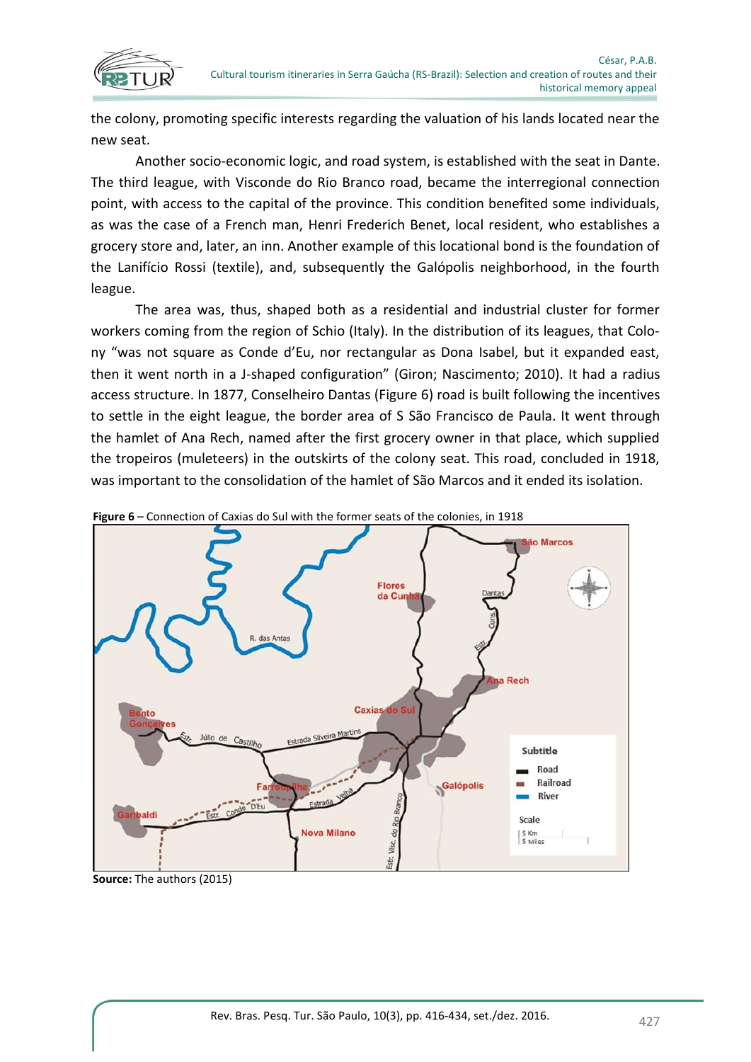the colony, promoting specific interests regarding the valuation of his lands located near the new seat.

Another socio-economic logic, and road system, is established with the seat in Dante. The third league, with Visconde do Rio Branco road, became the interregional connection point, with access to the capital of the province. This condition benefited some individuals, as was the case of a French man, Henri Frederich Benet, local resident, who establishes a grocery store and, later, an inn. Another example of this locational bond is the foundation of the Lanifício Rossi (textile), and, subsequently the Galópolis neighborhood, in the fourth league.

The area was, thus, shaped both as a residential and industrial cluster for former workers coming from the region of Schio (Italy). In the distribution of its leagues, that Colony "was not square as Conde d'Eu, nor rectangular as Dona Isabel, but it expanded east, then it went north in a J-shaped configuration" (Giron; Nascimento; 2010). It had a radius access structure. In 1877, Conselheiro Dantas (Figure 6) road is built following the incentives to settle in the eight league, the border area of S São Francisco de Paula. It went through the hamlet of Ana Rech, named after the first grocery owner in that place, which supplied the tropeiros (muleteers) in the outskirts of the colony seat. This road, concluded in 1918, was important to the consolidation of the hamlet of São Marcos and it ended its isolation.

**Figure 6** – Connection of Caxias do Sul with the former seats of the colonies, in 1918

**Source:** The authors (2015)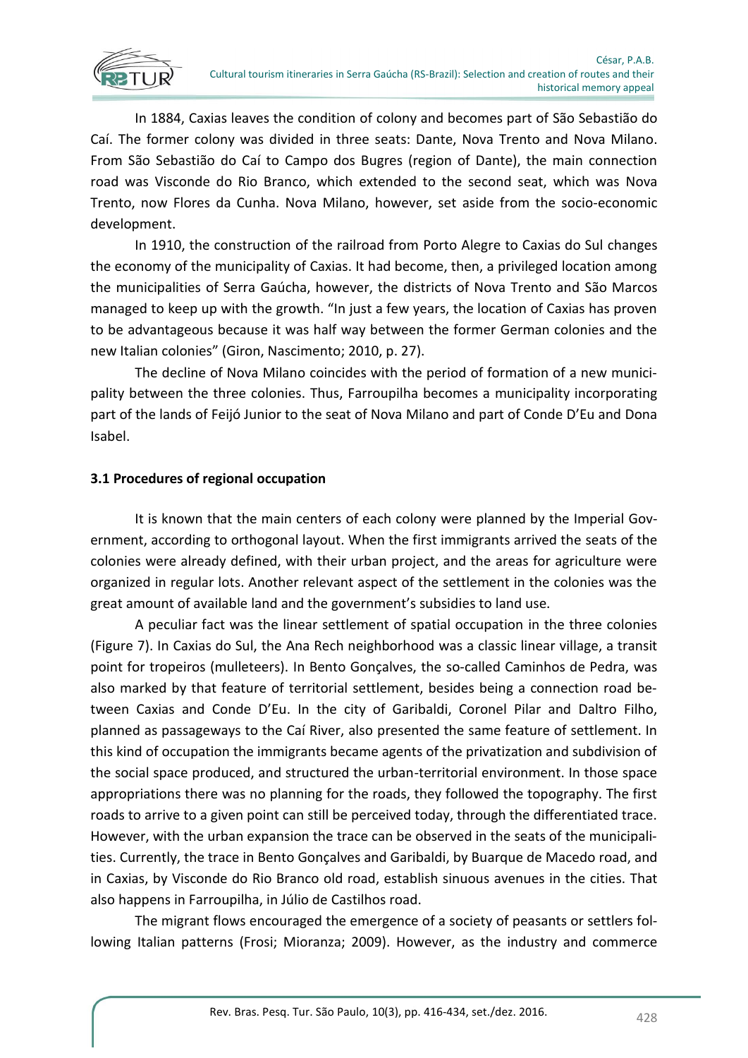In 1884, Caxias leaves the condition of colony and becomes part of São Sebastião do Caí. The former colony was divided in three seats: Dante, Nova Trento and Nova Milano. From São Sebastião do Caí to Campo dos Bugres (region of Dante), the main connection road was Visconde do Rio Branco, which extended to the second seat, which was Nova Trento, now Flores da Cunha. Nova Milano, however, set aside from the socio-economic development.

In 1910, the construction of the railroad from Porto Alegre to Caxias do Sul changes the economy of the municipality of Caxias. It had become, then, a privileged location among the municipalities of Serra Gaúcha, however, the districts of Nova Trento and São Marcos managed to keep up with the growth. "In just a few years, the location of Caxias has proven to be advantageous because it was half way between the former German colonies and the new Italian colonies" (Giron, Nascimento; 2010, p. 27).

The decline of Nova Milano coincides with the period of formation of a new municipality between the three colonies. Thus, Farroupilha becomes a municipality incorporating part of the lands of Feijó Junior to the seat of Nova Milano and part of Conde D'Eu and Dona Isabel.

### 3.1 Procedures of regional occupation

It is known that the main centers of each colony were planned by the Imperial Government, according to orthogonal layout. When the first immigrants arrived the seats of the colonies were already defined, with their urban project, and the areas for agriculture were organized in regular lots. Another relevant aspect of the settlement in the colonies was the great amount of available land and the government's subsidies to land use.

A peculiar fact was the linear settlement of spatial occupation in the three colonies (Figure 7). In Caxias do Sul, the Ana Rech neighborhood was a classic linear village, a transit point for tropeiros (mulleteers). In Bento Gonçalves, the so-called Caminhos de Pedra, was also marked by that feature of territorial settlement, besides being a connection road between Caxias and Conde D'Eu. In the city of Garibaldi, Coronel Pilar and Daltro Filho, planned as passageways to the Caí River, also presented the same feature of settlement. In this kind of occupation the immigrants became agents of the privatization and subdivision of the social space produced, and structured the urban-territorial environment. In those space appropriations there was no planning for the roads, they followed the topography. The first roads to arrive to a given point can still be perceived today, through the differentiated trace. However, with the urban expansion the trace can be observed in the seats of the municipalities. Currently, the trace in Bento Gonçalves and Garibaldi, by Buarque de Macedo road, and in Caxias, by Visconde do Rio Branco old road, establish sinuous avenues in the cities. That also happens in Farroupilha, in Júlio de Castilhos road.

The migrant flows encouraged the emergence of a society of peasants or settlers following Italian patterns (Frosi; Mioranza; 2009). However, as the industry and commerce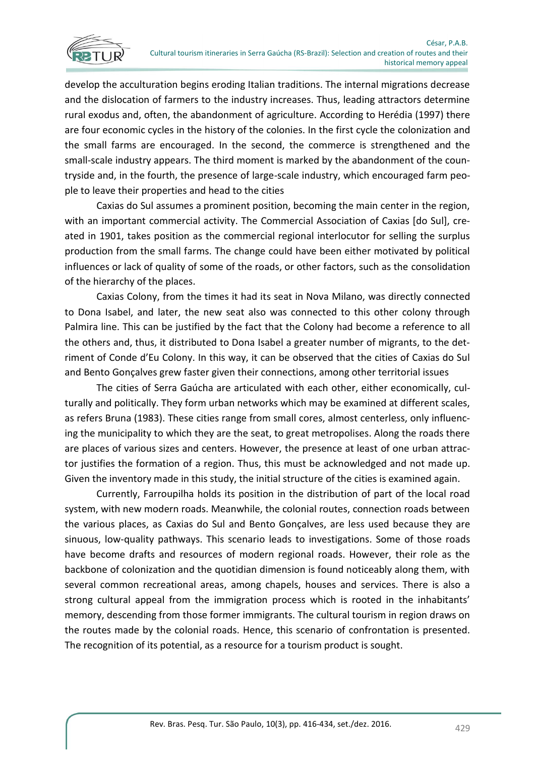develop the acculturation begins eroding Italian traditions. The internal migrations decrease and the dislocation of farmers to the industry increases. Thus, leading attractors determine rural exodus and, often, the abandonment of agriculture. According to Herédia (1997) there are four economic cycles in the history of the colonies. In the first cycle the colonization and the small farms are encouraged. In the second, the commerce is strengthened and the small-scale industry appears. The third moment is marked by the abandonment of the countryside and, in the fourth, the presence of large-scale industry, which encouraged farm people to leave their properties and head to the cities

Caxias do Sul assumes a prominent position, becoming the main center in the region, with an important commercial activity. The Commercial Association of Caxias [do Sul], created in 1901, takes position as the commercial regional interlocutor for selling the surplus production from the small farms. The change could have been either motivated by political influences or lack of quality of some of the roads, or other factors, such as the consolidation of the hierarchy of the places.

Caxias Colony, from the times it had its seat in Nova Milano, was directly connected to Dona Isabel, and later, the new seat also was connected to this other colony through Palmira line. This can be justified by the fact that the Colony had become a reference to all the others and, thus, it distributed to Dona Isabel a greater number of migrants, to the detriment of Conde d'Eu Colony. In this way, it can be observed that the cities of Caxias do Sul and Bento Gonçalves grew faster given their connections, among other territorial issues

The cities of Serra Gaúcha are articulated with each other, either economically, culturally and politically. They form urban networks which may be examined at different scales, as refers Bruna (1983). These cities range from small cores, almost centerless, only influencing the municipality to which they are the seat, to great metropolises. Along the roads there are places of various sizes and centers. However, the presence at least of one urban attractor justifies the formation of a region. Thus, this must be acknowledged and not made up. Given the inventory made in this study, the initial structure of the cities is examined again.

Currently, Farroupilha holds its position in the distribution of part of the local road system, with new modern roads. Meanwhile, the colonial routes, connection roads between the various places, as Caxias do Sul and Bento Gonçalves, are less used because they are sinuous, low-quality pathways. This scenario leads to investigations. Some of those roads have become drafts and resources of modern regional roads. However, their role as the backbone of colonization and the quotidian dimension is found noticeably along them, with several common recreational areas, among chapels, houses and services. There is also a strong cultural appeal from the immigration process which is rooted in the inhabitants' memory, descending from those former immigrants. The cultural tourism in region draws on the routes made by the colonial roads. Hence, this scenario of confrontation is presented. The recognition of its potential, as a resource for a tourism product is sought.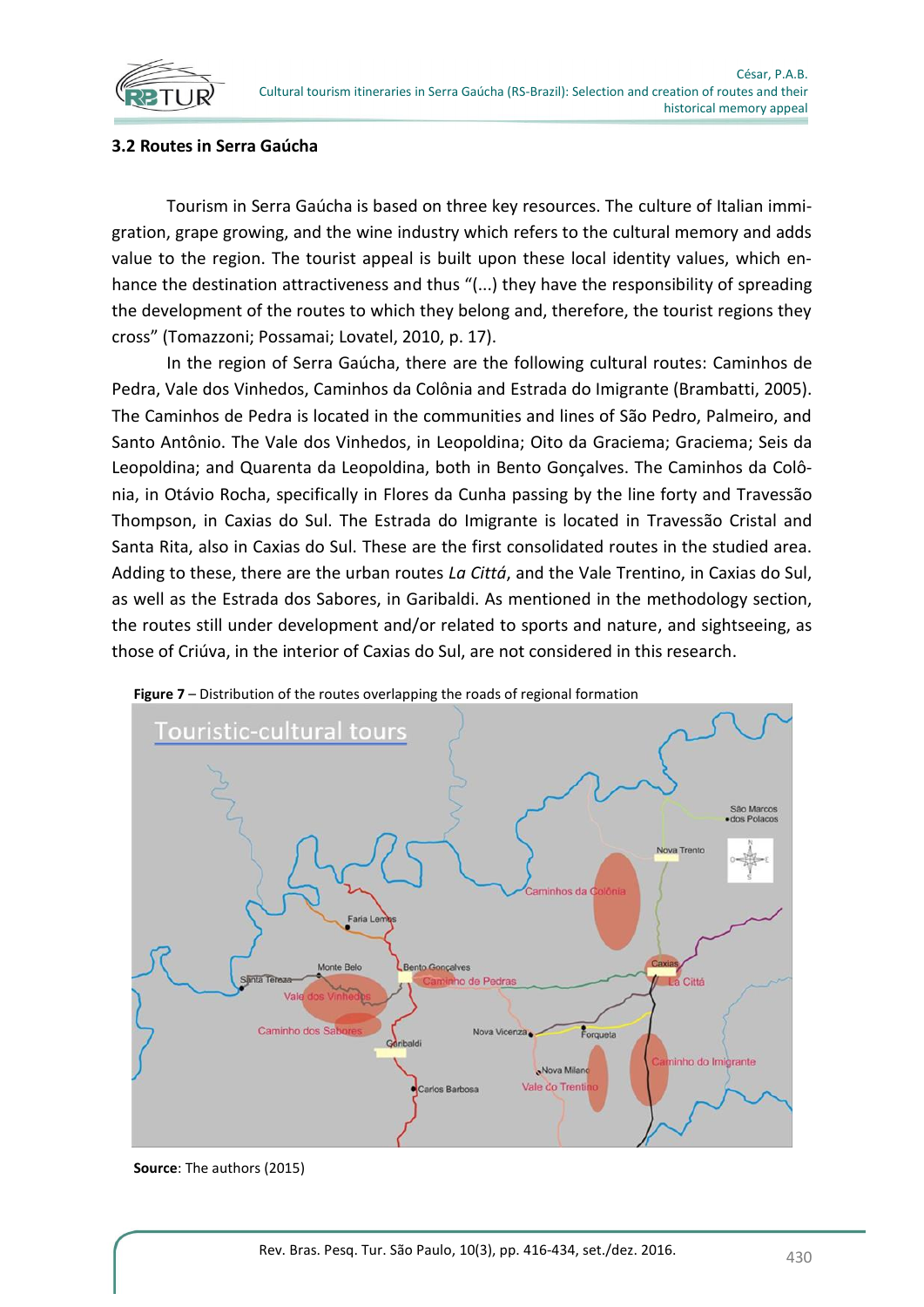### 3.2 Routes in Serra Gaúcha

Tourism in Serra Gaúcha is based on three key resources. The culture of Italian immigration, grape growing, and the wine industry which refers to the cultural memory and adds value to the region. The tourist appeal is built upon these local identity values, which enhance the destination attractiveness and thus "(...) they have the responsibility of spreading the development of the routes to which they belong and, therefore, the tourist regions they cross" (Tomazzoni; Possamai; Lovatel, 2010, p. 17).

In the region of Serra Gaúcha, there are the following cultural routes: Caminhos de Pedra, Vale dos Vinhedos, Caminhos da Colônia and Estrada do Imigrante (Brambatti, 2005). The Caminhos de Pedra is located in the communities and lines of São Pedro, Palmeiro, and Santo Antônio. The Vale dos Vinhedos, in Leopoldina; Oito da Graciema; Graciema; Seis da Leopoldina; and Quarenta da Leopoldina, both in Bento Gonçalves. The Caminhos da Colônia, in Otávio Rocha, specifically in Flores da Cunha passing by the line forty and Travessão Thompson, in Caxias do Sul. The Estrada do Imigrante is located in Travessão Cristal and Santa Rita, also in Caxias do Sul. These are the first consolidated routes in the studied area. Adding to these, there are the urban routes *La Città*, and the Vale Trentino, in Caxias do Sul, as well as the Estrada dos Sabores, in Garibaldi. As mentioned in the methodology section, the routes still under development and/or related to sports and nature, and sightseeing, as those of Criúva, in the interior of Caxias do Sul, are not considered in this research.

**Figure 7** – Distribution of the routes overlapping the roads of regional formation

**Source**: The authors (2015)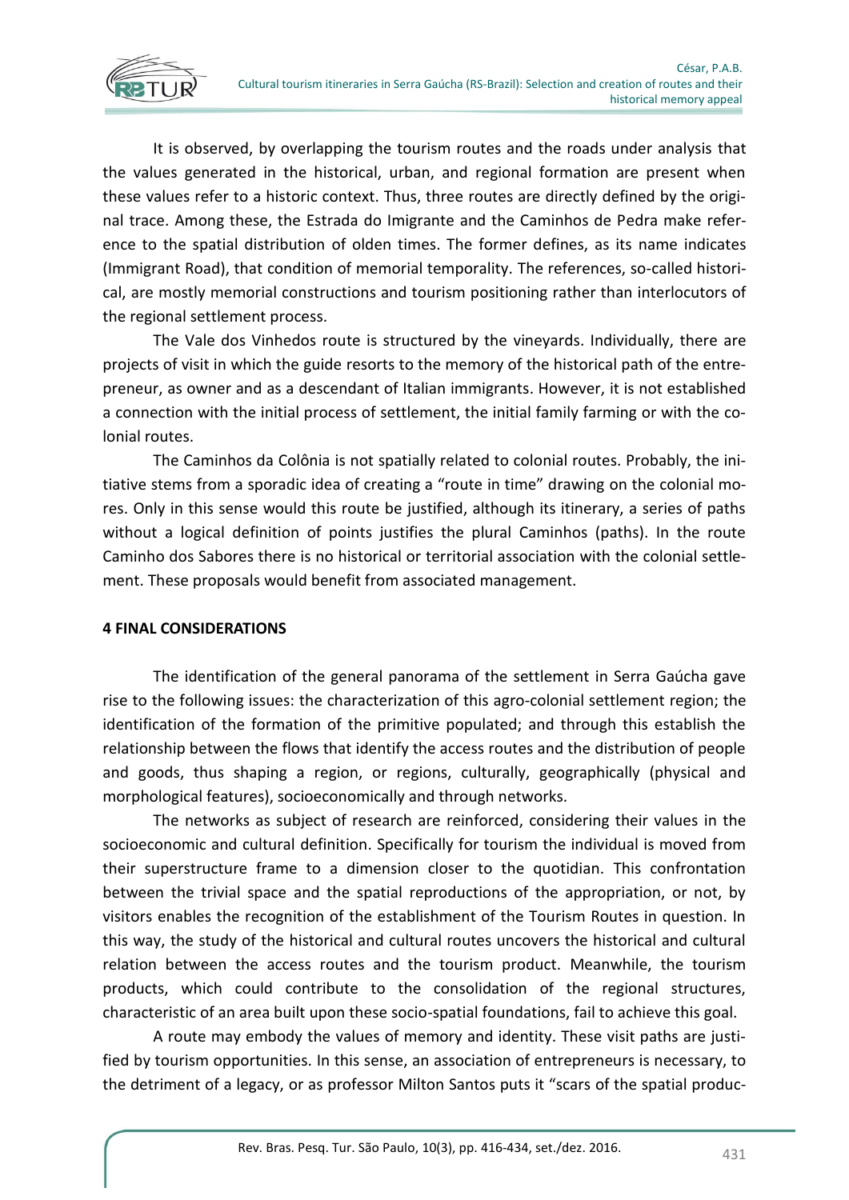It is observed, by overlapping the tourism routes and the roads under analysis that the values generated in the historical, urban, and regional formation are present when these values refer to a historic context. Thus, three routes are directly defined by the original trace. Among these, the Estrada do Imigrante and the Caminhos de Pedra make reference to the spatial distribution of olden times. The former defines, as its name indicates (Immigrant Road), that condition of memorial temporality. The references, so-called historical, are mostly memorial constructions and tourism positioning rather than interlocutors of the regional settlement process.

The Vale dos Vinhedos route is structured by the vineyards. Individually, there are projects of visit in which the guide resorts to the memory of the historical path of the entrepreneur, as owner and as a descendant of Italian immigrants. However, it is not established a connection with the initial process of settlement, the initial family farming or with the colonial routes.

The Caminhos da Colônia is not spatially related to colonial routes. Probably, the initiative stems from a sporadic idea of creating a "route in time" drawing on the colonial mores. Only in this sense would this route be justified, although its itinerary, a series of paths without a logical definition of points justifies the plural Caminhos (paths). In the route Caminho dos Sabores there is no historical or territorial association with the colonial settlement. These proposals would benefit from associated management.

## 4 FINAL CONSIDERATIONS

The identification of the general panorama of the settlement in Serra Gaúcha gave rise to the following issues: the characterization of this agro-colonial settlement region; the identification of the formation of the primitive populated; and through this establish the relationship between the flows that identify the access routes and the distribution of people and goods, thus shaping a region, or regions, culturally, geographically (physical and morphological features), socioeconomically and through networks.

The networks as subject of research are reinforced, considering their values in the socioeconomic and cultural definition. Specifically for tourism the individual is moved from their superstructure frame to a dimension closer to the quotidian. This confrontation between the trivial space and the spatial reproductions of the appropriation, or not, by visitors enables the recognition of the establishment of the Tourism Routes in question. In this way, the study of the historical and cultural routes uncovers the historical and cultural relation between the access routes and the tourism product. Meanwhile, the tourism products, which could contribute to the consolidation of the regional structures, characteristic of an area built upon these socio-spatial foundations, fail to achieve this goal.

A route may embody the values of memory and identity. These visit paths are justified by tourism opportunities. In this sense, an association of entrepreneurs is necessary, to the detriment of a legacy, or as professor Milton Santos puts it "scars of the spatial produc-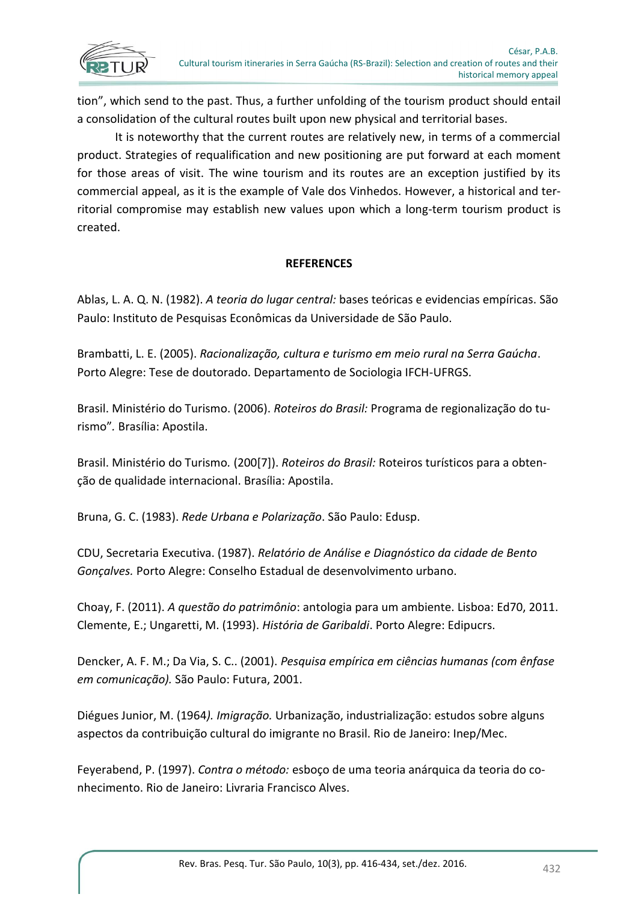tion", which send to the past. Thus, a further unfolding of the tourism product should entail a consolidation of the cultural routes built upon new physical and territorial bases.

It is noteworthy that the current routes are relatively new, in terms of a commercial product. Strategies of requalification and new positioning are put forward at each moment for those areas of visit. The wine tourism and its routes are an exception justified by its commercial appeal, as it is the example of Vale dos Vinhedos. However, a historical and territorial compromise may establish new values upon which a long-term tourism product is created.

## REFERENCES

Ablas, L. A. Q. N. (1982). *A teoria do lugar central:* bases teóricas e evidencias empíricas. São Paulo: Instituto de Pesquisas Econômicas da Universidade de São Paulo.

Brambatti, L. E. (2005). *Racionalização, cultura e turismo em meio rural na Serra Gaúcha*. Porto Alegre: Tese de doutorado. Departamento de Sociologia IFCH-UFRGS.

Brasil. Ministério do Turismo. (2006). *Roteiros do Brasil:* Programa de regionalização do turismo". Brasília: Apostila.

Brasil. Ministério do Turismo. (200[7]). *Roteiros do Brasil:* Roteiros turísticos para a obtenção de qualidade internacional. Brasília: Apostila.

Bruna, G. C. (1983). *Rede Urbana e Polarização*. São Paulo: Edusp.

CDU, Secretaria Executiva. (1987). *Relatório de Análise e Diagnóstico da cidade de Bento Gonçalves.* Porto Alegre: Conselho Estadual de desenvolvimento urbano.

Choay, F. (2011). *A questão do patrimônio*: antologia para um ambiente. Lisboa: Ed70, 2011.
Clemente, E.; Ungaretti, M. (1993). *História de Garibaldi*. Porto Alegre: Edipucrs.

Dencker, A. F. M.; Da Via, S. C.. (2001). *Pesquisa empírica em ciências humanas (com ênfase em comunicação).* São Paulo: Futura, 2001.

Diégues Junior, M. (1964*). Imigração.* Urbanização, industrialização: estudos sobre alguns aspectos da contribuição cultural do imigrante no Brasil. Rio de Janeiro: Inep/Mec.

Feyerabend, P. (1997). *Contra o método:* esboço de uma teoria anárquica da teoria do conhecimento. Rio de Janeiro: Livraria Francisco Alves.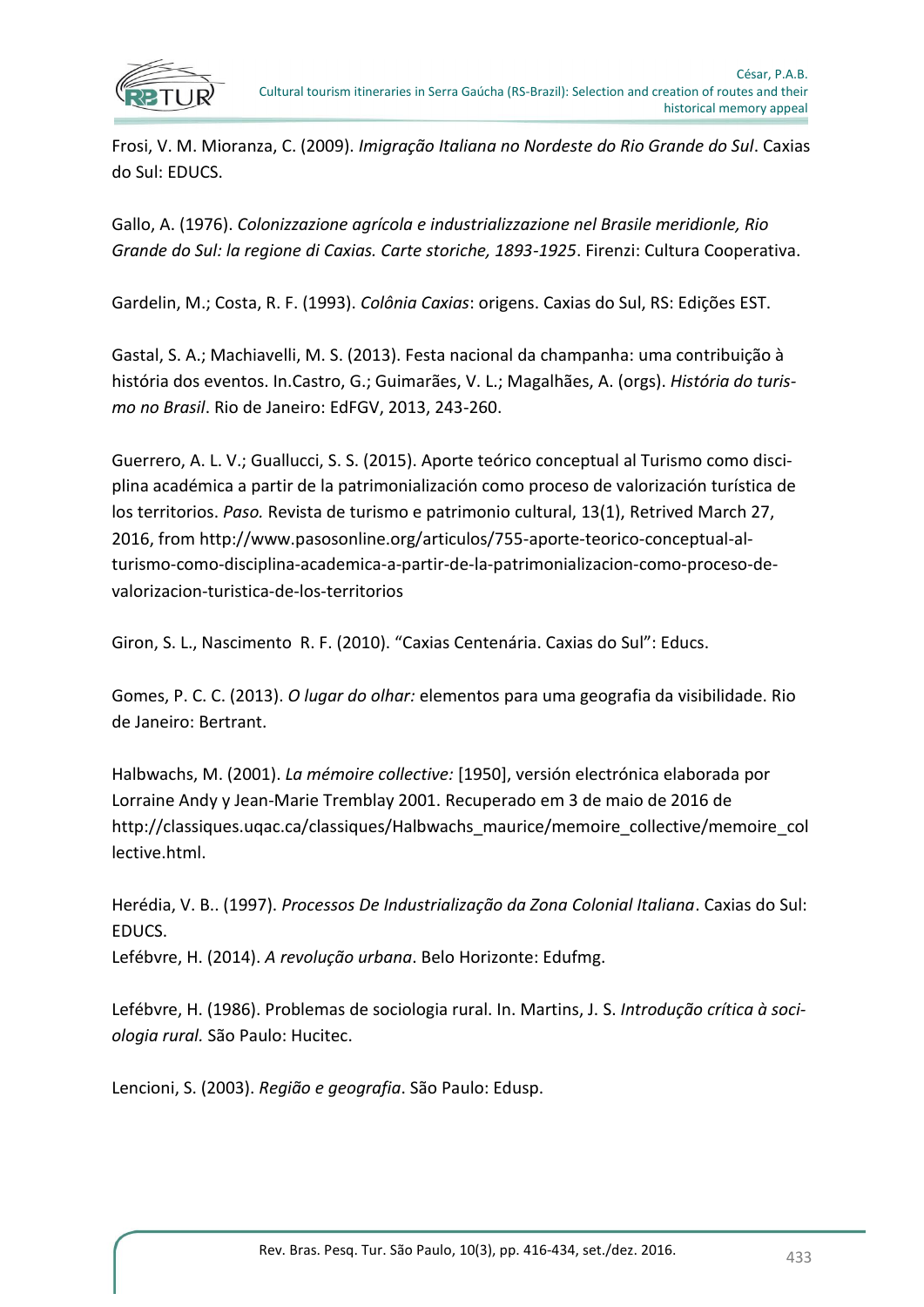Frosi, V. M. Mioranza, C. (2009). *Imigração Italiana no Nordeste do Rio Grande do Sul*. Caxias do Sul: EDUCS.

Gallo, A. (1976). *Colonizzazione agrícola e industrializzazione nel Brasile meridionle, Rio Grande do Sul: la regione di Caxias. Carte storiche, 1893-1925*. Firenzi: Cultura Cooperativa.

Gardelin, M.; Costa, R. F. (1993). *Colônia Caxias*: origens. Caxias do Sul, RS: Edições EST.

Gastal, S. A.; Machiavelli, M. S. (2013). Festa nacional da champanha: uma contribuição à história dos eventos. In.Castro, G.; Guimarães, V. L.; Magalhães, A. (orgs). *História do turismo no Brasil*. Rio de Janeiro: EdFGV, 2013, 243-260.

Guerrero, A. L. V.; Guallucci, S. S. (2015). Aporte teórico conceptual al Turismo como disciplina académica a partir de la patrimonialización como proceso de valorización turística de los territorios. *Paso.* Revista de turismo e patrimonio cultural, 13(1), Retrived March 27, 2016, from http://www.pasosonline.org/articulos/755-aporte-teorico-conceptual-al-turismo-como-disciplina-academica-a-partir-de-la-patrimonializacion-como-proceso-de-valorizacion-turistica-de-los-territorios

Giron, S. L., Nascimento R. F. (2010). "Caxias Centenária. Caxias do Sul": Educs.

Gomes, P. C. C. (2013). *O lugar do olhar:* elementos para uma geografia da visibilidade. Rio de Janeiro: Bertrant.

Halbwachs, M. (2001). *La mémoire collective:* [1950], versión electrónica elaborada por Lorraine Andy y Jean-Marie Tremblay 2001. Recuperado em 3 de maio de 2016 de http://classiques.uqac.ca/classiques/Halbwachs_maurice/memoire_collective/memoire_collective.html.

Herédia, V. B.. (1997). *Processos De Industrialização da Zona Colonial Italiana*. Caxias do Sul: EDUCS.
Lefébvre, H. (2014). *A revolução urbana*. Belo Horizonte: Edufmg.

Lefébvre, H. (1986). Problemas de sociologia rural. In. Martins, J. S. *Introdução crítica à sociologia rural.* São Paulo: Hucitec.

Lencioni, S. (2003). *Região e geografia*. São Paulo: Edusp.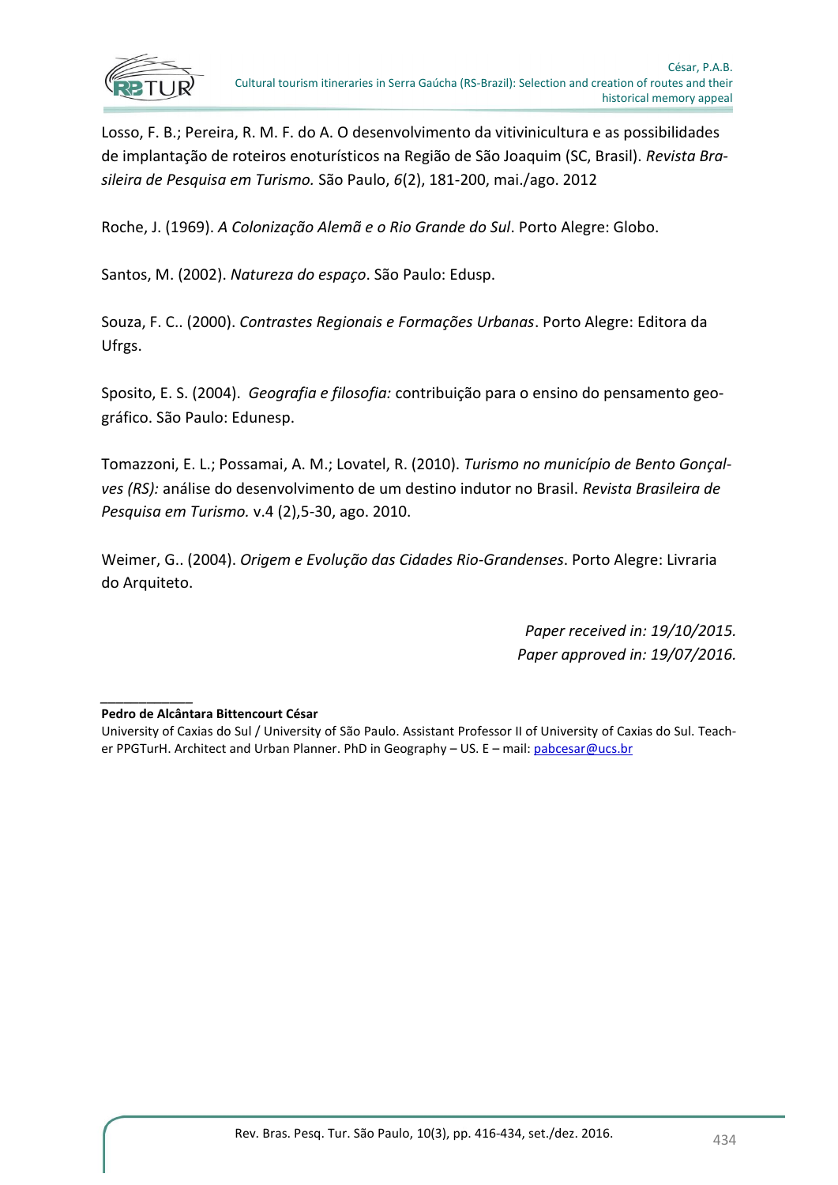Losso, F. B.; Pereira, R. M. F. do A. O desenvolvimento da vitivinicultura e as possibilidades de implantação de roteiros enoturísticos na Região de São Joaquim (SC, Brasil). *Revista Brasileira de Pesquisa em Turismo.* São Paulo, *6*(2), 181-200, mai./ago. 2012

Roche, J. (1969). *A Colonização Alemã e o Rio Grande do Sul*. Porto Alegre: Globo.

Santos, M. (2002). *Natureza do espaço*. São Paulo: Edusp.

Souza, F. C.. (2000). *Contrastes Regionais e Formações Urbanas*. Porto Alegre: Editora da Ufrgs.

Sposito, E. S. (2004). *Geografia e filosofia:* contribuição para o ensino do pensamento geográfico. São Paulo: Edunesp.

Tomazzoni, E. L.; Possamai, A. M.; Lovatel, R. (2010). *Turismo no município de Bento Gonçalves (RS):* análise do desenvolvimento de um destino indutor no Brasil. *Revista Brasileira de Pesquisa em Turismo.* v.4 (2),5-30, ago. 2010.

Weimer, G.. (2004). *Origem e Evolução das Cidades Rio-Grandenses*. Porto Alegre: Livraria do Arquiteto.

*Paper received in: 19/10/2015.*
*Paper approved in: 19/07/2016.*

---

**Pedro de Alcântara Bittencourt César**
University of Caxias do Sul / University of São Paulo. Assistant Professor II of University of Caxias do Sul. Teacher PPGTurH. Architect and Urban Planner. PhD in Geography – US. E – mail: pabcesar@ucs.br